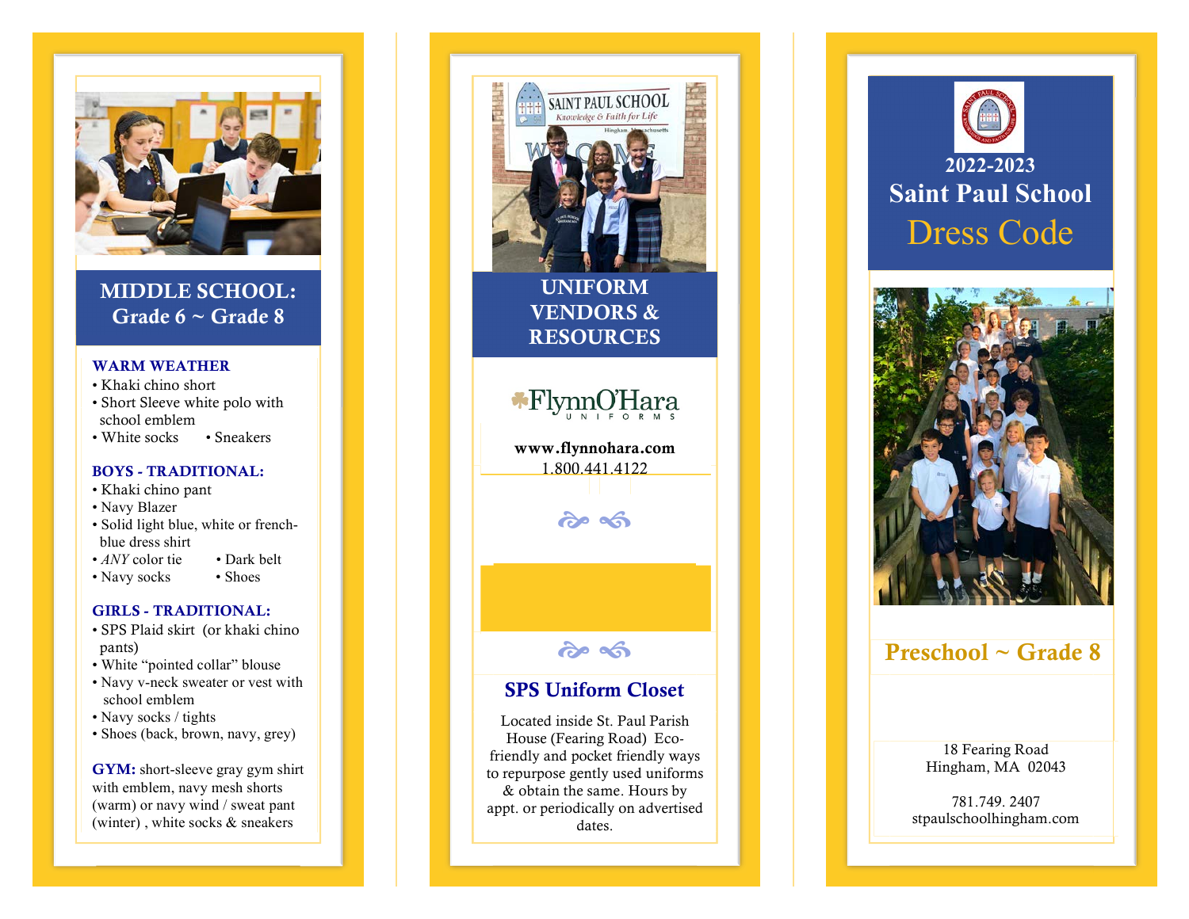## MIDDLE SCHOOL: Grade 6 ~ Grade 8

### WARM WEATHER

- Khaki chino short
- Short Sleeve white polo with school emblem
- White socks
- Sneakers

### BOYS - TRADITIONAL:

- Khaki chino pant
- Navy Blazer
- Solid light blue, white or french-blue dress shirt
- *ANY* color tie
- Dark belt
- Navy socks
- Shoes

### GIRLS - TRADITIONAL:

- SPS Plaid skirt (or khaki chino pants)
- White "pointed collar" blouse
- Navy v-neck sweater or vest with school emblem
- Navy socks / tights
- Shoes (back, brown, navy, grey)

**GYM:** short-sleeve gray gym shirt with emblem, navy mesh shorts (warm) or navy wind / sweat pant (winter) , white socks & sneakers

## UNIFORM VENDORS & RESOURCES

FlynnO'Hara UNIFORMS

**www.flynnohara.com**
1.800.441.4122

### SPS Uniform Closet

Located inside St. Paul Parish House (Fearing Road) Eco-friendly and pocket friendly ways to repurpose gently used uniforms & obtain the same. Hours by appt. or periodically on advertised dates.

# 2022-2023 Saint Paul School Dress Code

## Preschool ~ Grade 8

18 Fearing Road
Hingham, MA 02043

781.749. 2407
stpaulschoolhingham.com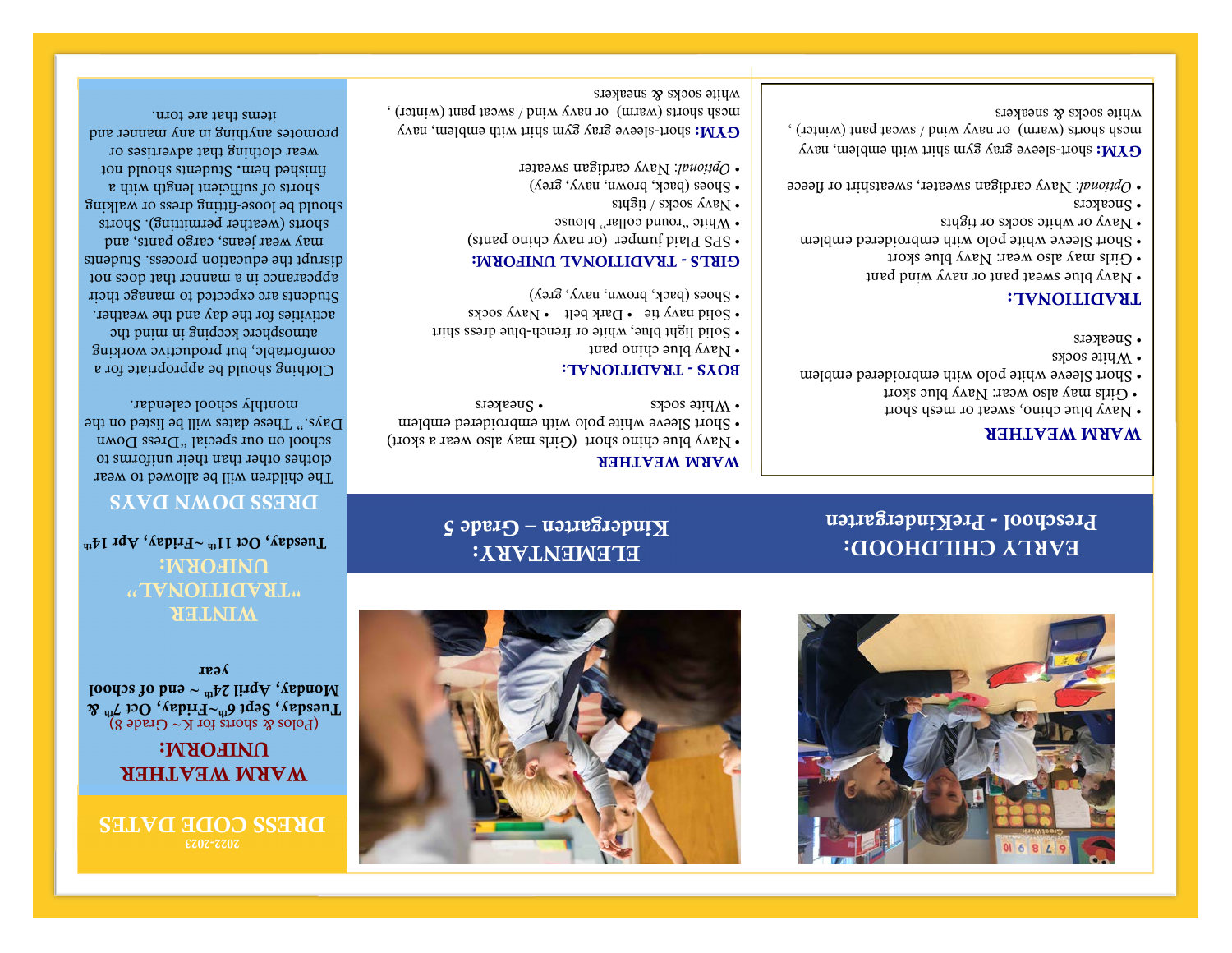# DRESS CODE DATES
2022-2023

## WARM WEATHER UNIFORM:

(Polos & shorts for K ~ Grade 8)

**Tuesday, Sept 6th ~ Friday, Oct 7th & Monday, April 24th ~ end of school year**

## WINTER "TRADITIONAL" UNIFORM:

**Tuesday, Oct 11th ~ Friday, Apr 14th**

## DRESS DOWN DAYS

The children will be allowed to wear clothes other than their uniforms to school on our special "Dress Down Days." These dates will be listed on the monthly school calendar.

Clothing should be appropriate for a comfortable, but productive working atmosphere keeping in mind the activities for the day and the weather. Students are expected to manage their appearance in a manner that does not disrupt the education process. Students may wear jeans, cargo pants, and shorts (weather permitting). Shorts should be loose-fitting dress or walking shorts of sufficient length with a finished hem. Students should not wear clothing that advertises or promotes anything in any manner and items that are torn.

# ELEMENTARY:
## Kindergarten – Grade 5

### WARM WEATHER

- Navy blue chino short (Girls may also wear a skort)
- Short Sleeve white polo with embroidered emblem
- White socks
- Sneakers

### BOYS - TRADITIONAL:

- Navy blue chino pant
- Solid light blue, white or french-blue dress shirt
- Solid navy tie
- Dark belt
- Navy socks
- Shoes (back, brown, navy, grey)

### GIRLS - TRADITIONAL UNIFORM:

- SPS Plaid jumper (or navy chino pants)
- White "round collar" blouse
- Navy socks / tights
- Shoes (back, brown, navy, grey)
- *Optional:* Navy cardigan sweater

**GYM:** short-sleeve gray gym shirt with emblem, navy mesh shorts (warm) or navy wind / sweat pant (winter), white socks & sneakers

# EARLY CHILDHOOD:
## Preschool - PreKindergarten

### WARM WEATHER

- Navy blue chino, sweat or mesh short
- Girls may also wear: Navy blue skort
- Short Sleeve white polo with embroidered emblem
- White socks
- Sneakers

### TRADITIONAL:

- Navy blue sweat pant or navy wind pant
- Girls may also wear: Navy blue skort
- Short Sleeve white polo with embroidered emblem
- Navy or white socks or tights
- Sneakers
- *Optional:* Navy cardigan sweater, sweatshirt or fleece

**GYM:** short-sleeve gray gym shirt with emblem, navy mesh shorts (warm) or navy wind / sweat pant (winter), white socks & sneakers